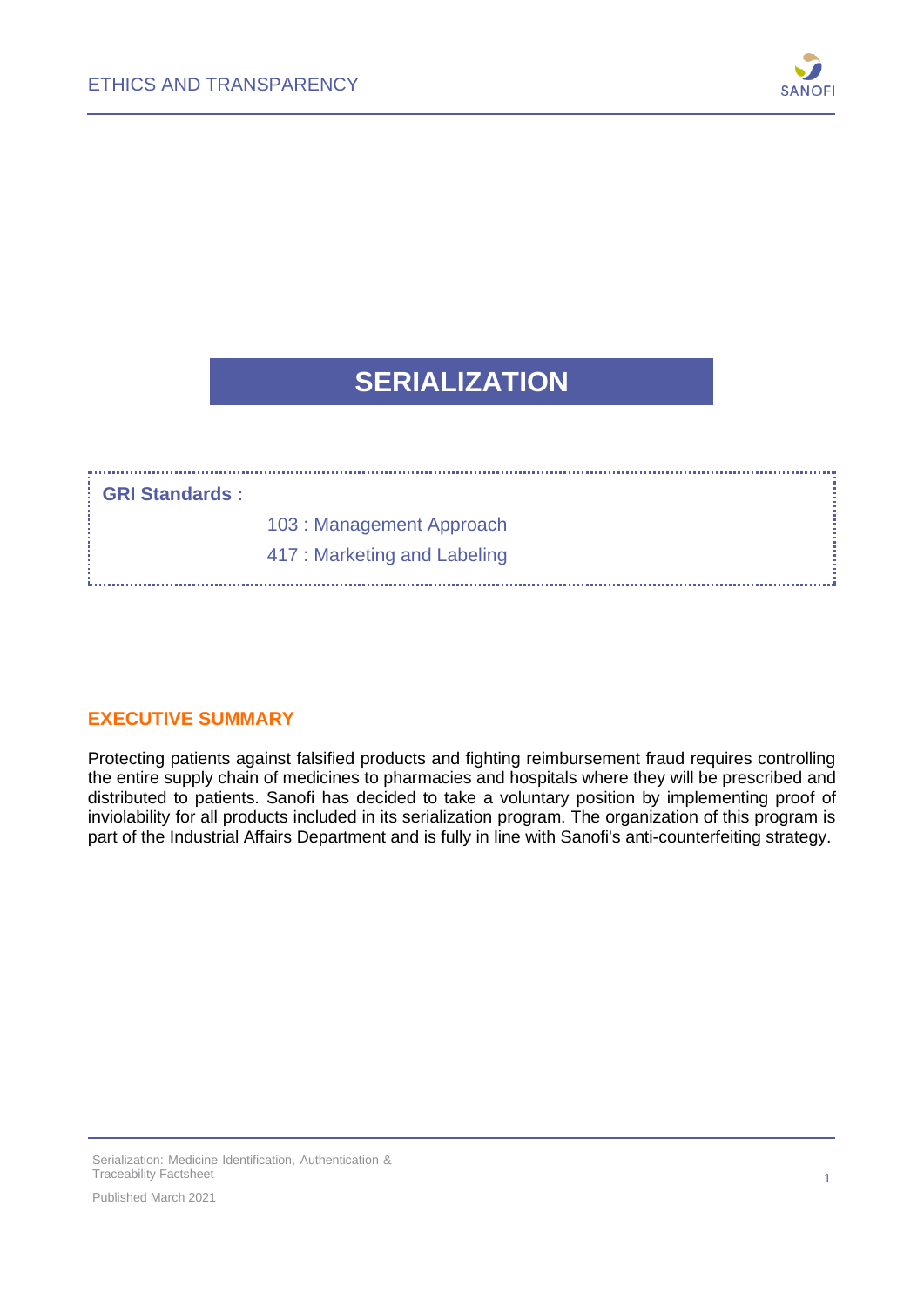# SERIALIZATION

**GRI Standards :**

103 : Management Approach

417 : Marketing and Labeling

## EXECUTIVE SUMMARY

Protecting patients against falsified products and fighting reimbursement fraud requires controlling the entire supply chain of medicines to pharmacies and hospitals where they will be prescribed and distributed to patients. Sanofi has decided to take a voluntary position by implementing proof of inviolability for all products included in its serialization program. The organization of this program is part of the Industrial Affairs Department and is fully in line with Sanofi's anti-counterfeiting strategy.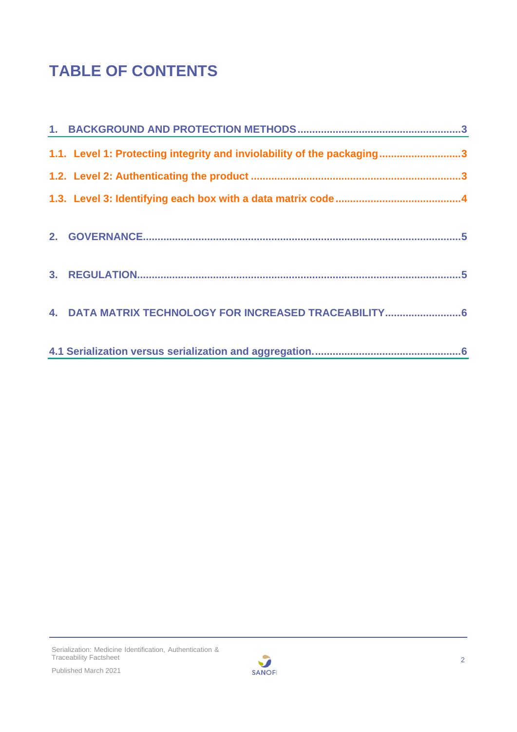# TABLE OF CONTENTS

1. BACKGROUND AND PROTECTION METHODS ........................................................ 3

1.1. Level 1: Protecting integrity and inviolability of the packaging ........................... 3

1.2. Level 2: Authenticating the product ........................................................ 3

1.3. Level 3: Identifying each box with a data matrix code ........................................ 4

2. GOVERNANCE ........................................................................................ 5

3. REGULATION ......................................................................................... 5

4. DATA MATRIX TECHNOLOGY FOR INCREASED TRACEABILITY ......................................... 6

4.1 Serialization versus serialization and aggregation. ............................................ 6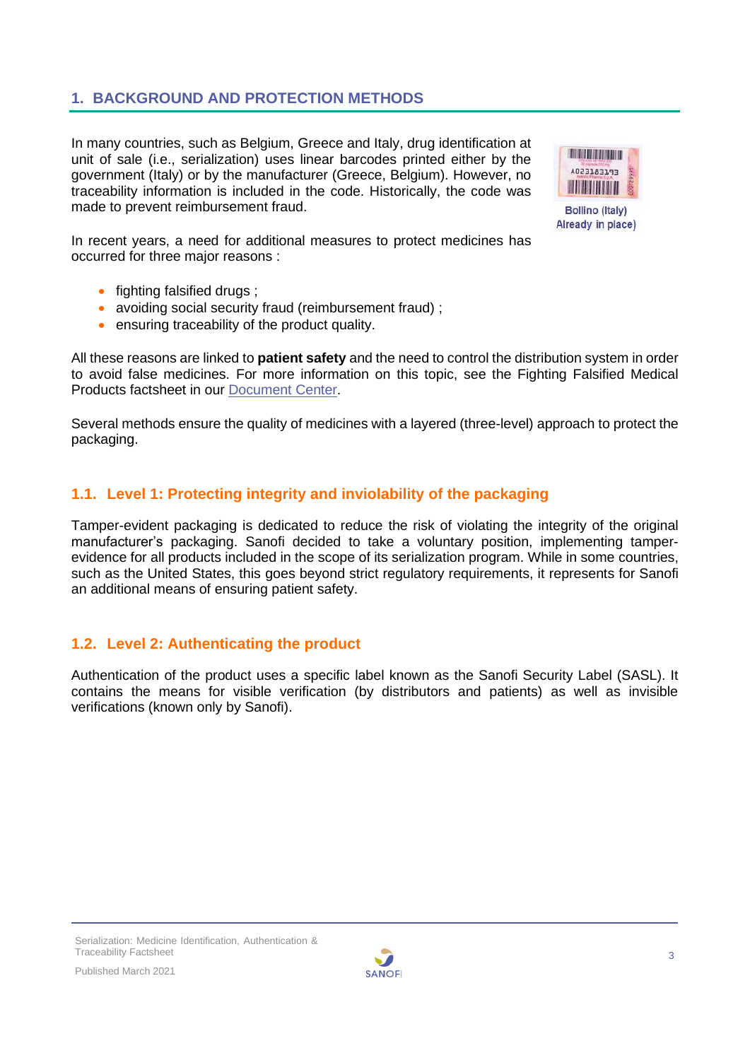## 1. BACKGROUND AND PROTECTION METHODS

In many countries, such as Belgium, Greece and Italy, drug identification at unit of sale (i.e., serialization) uses linear barcodes printed either by the government (Italy) or by the manufacturer (Greece, Belgium). However, no traceability information is included in the code. Historically, the code was made to prevent reimbursement fraud.

Bollino (Italy) Already in place)

In recent years, a need for additional measures to protect medicines has occurred for three major reasons :

- fighting falsified drugs ;
- avoiding social security fraud (reimbursement fraud) ;
- ensuring traceability of the product quality.

All these reasons are linked to **patient safety** and the need to control the distribution system in order to avoid false medicines. For more information on this topic, see the Fighting Falsified Medical Products factsheet in our Document Center.

Several methods ensure the quality of medicines with a layered (three-level) approach to protect the packaging.

### 1.1. Level 1: Protecting integrity and inviolability of the packaging

Tamper-evident packaging is dedicated to reduce the risk of violating the integrity of the original manufacturer's packaging. Sanofi decided to take a voluntary position, implementing tamper-evidence for all products included in the scope of its serialization program. While in some countries, such as the United States, this goes beyond strict regulatory requirements, it represents for Sanofi an additional means of ensuring patient safety.

### 1.2. Level 2: Authenticating the product

Authentication of the product uses a specific label known as the Sanofi Security Label (SASL). It contains the means for visible verification (by distributors and patients) as well as invisible verifications (known only by Sanofi).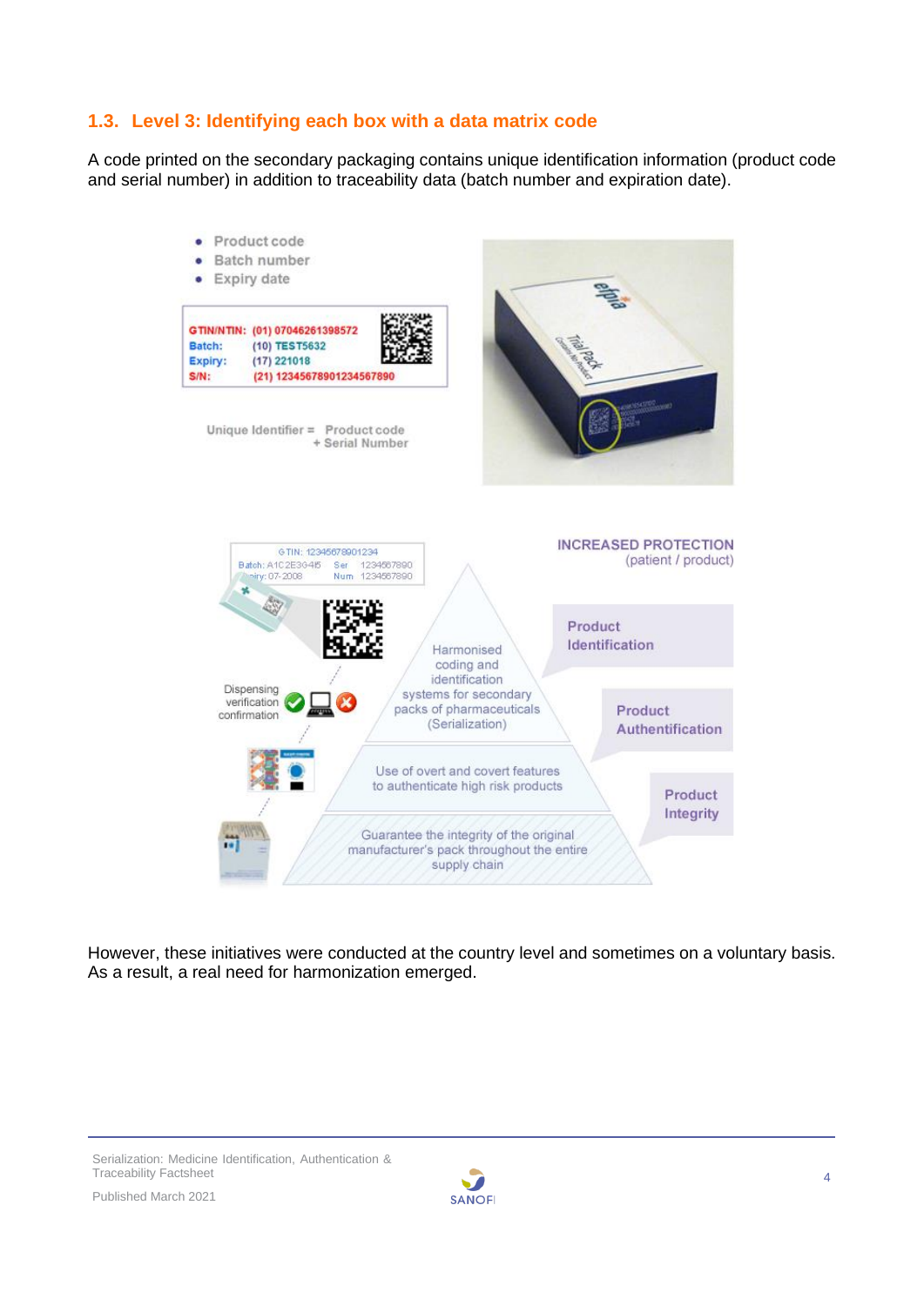### 1.3. Level 3: Identifying each box with a data matrix code

A code printed on the secondary packaging contains unique identification information (product code and serial number) in addition to traceability data (batch number and expiration date).

- Product code
- Batch number
- Expiry date

GTIN/NTIN: (01) 07046261398572
Batch: (10) TEST5632
Expiry: (17) 221018
S/N: (21) 12345678901234567890

Unique Identifier = Product code + Serial Number

INCREASED PROTECTION (patient / product)

- Harmonised coding and identification systems for secondary packs of pharmaceuticals (Serialization) — Product Identification
- Use of overt and covert features to authenticate high risk products — Product Authentification
- Guarantee the integrity of the original manufacturer's pack throughout the entire supply chain — Product Integrity

Dispensing verification confirmation

However, these initiatives were conducted at the country level and sometimes on a voluntary basis. As a result, a real need for harmonization emerged.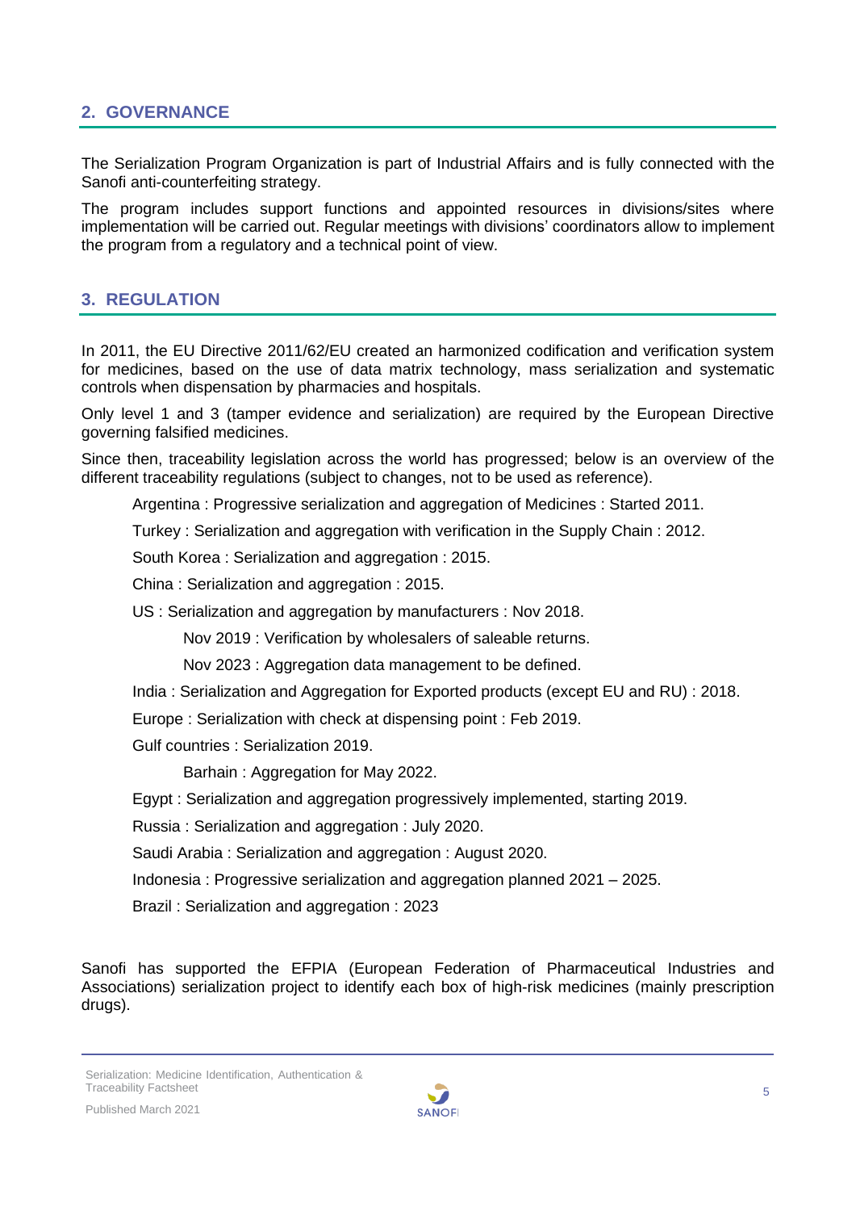## 2. GOVERNANCE

The Serialization Program Organization is part of Industrial Affairs and is fully connected with the Sanofi anti-counterfeiting strategy.

The program includes support functions and appointed resources in divisions/sites where implementation will be carried out. Regular meetings with divisions' coordinators allow to implement the program from a regulatory and a technical point of view.

## 3. REGULATION

In 2011, the EU Directive 2011/62/EU created an harmonized codification and verification system for medicines, based on the use of data matrix technology, mass serialization and systematic controls when dispensation by pharmacies and hospitals.

Only level 1 and 3 (tamper evidence and serialization) are required by the European Directive governing falsified medicines.

Since then, traceability legislation across the world has progressed; below is an overview of the different traceability regulations (subject to changes, not to be used as reference).

- Argentina : Progressive serialization and aggregation of Medicines : Started 2011.
- Turkey : Serialization and aggregation with verification in the Supply Chain : 2012.
- South Korea : Serialization and aggregation : 2015.
- China : Serialization and aggregation : 2015.
- US : Serialization and aggregation by manufacturers : Nov 2018.
  - Nov 2019 : Verification by wholesalers of saleable returns.
  - Nov 2023 : Aggregation data management to be defined.
- India : Serialization and Aggregation for Exported products (except EU and RU) : 2018.
- Europe : Serialization with check at dispensing point : Feb 2019.
- Gulf countries : Serialization 2019.
  - Barhain : Aggregation for May 2022.
- Egypt : Serialization and aggregation progressively implemented, starting 2019.
- Russia : Serialization and aggregation : July 2020.
- Saudi Arabia : Serialization and aggregation : August 2020.
- Indonesia : Progressive serialization and aggregation planned 2021 – 2025.
- Brazil : Serialization and aggregation : 2023

Sanofi has supported the EFPIA (European Federation of Pharmaceutical Industries and Associations) serialization project to identify each box of high-risk medicines (mainly prescription drugs).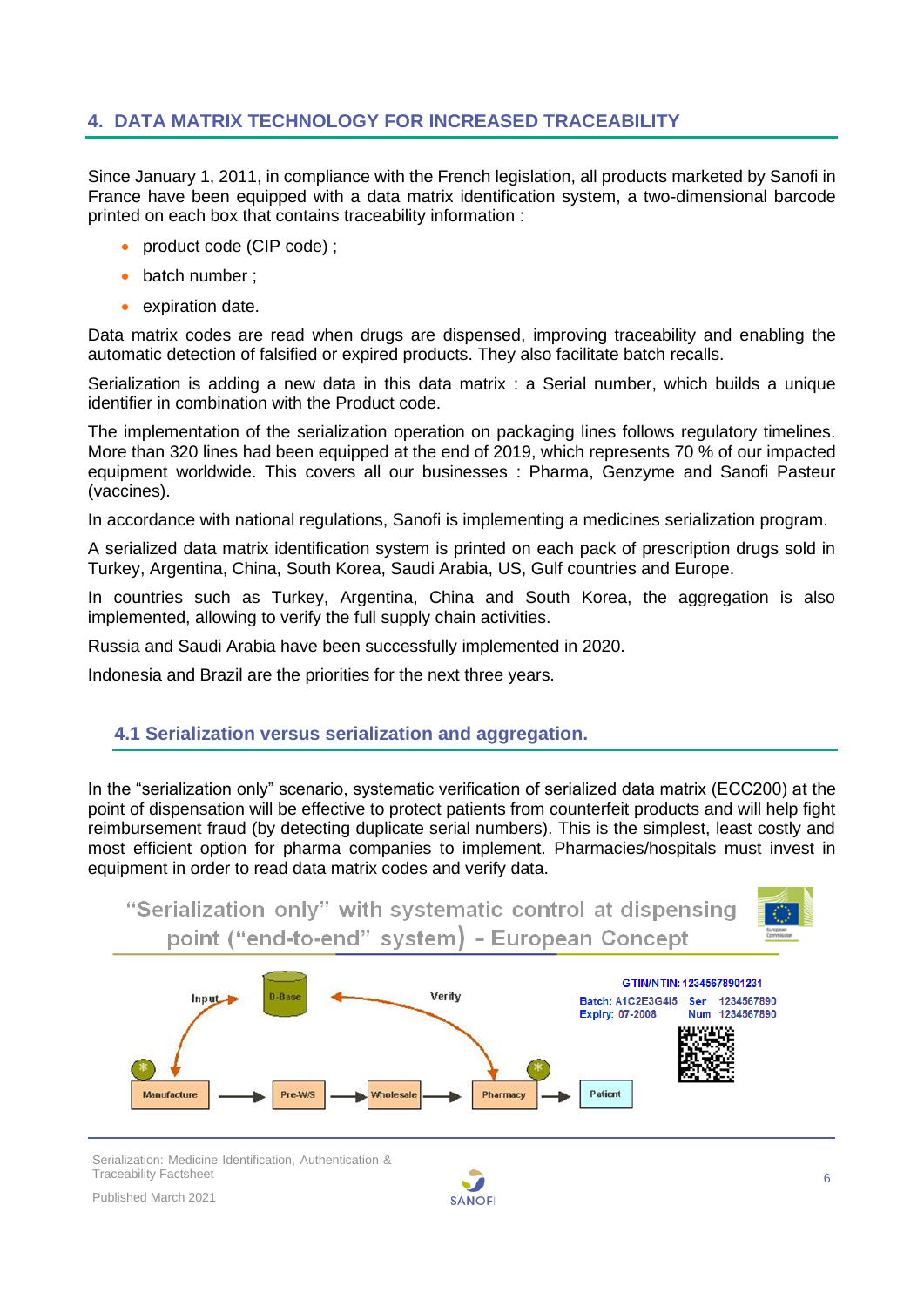## 4. DATA MATRIX TECHNOLOGY FOR INCREASED TRACEABILITY

Since January 1, 2011, in compliance with the French legislation, all products marketed by Sanofi in France have been equipped with a data matrix identification system, a two-dimensional barcode printed on each box that contains traceability information :

- product code (CIP code) ;
- batch number ;
- expiration date.

Data matrix codes are read when drugs are dispensed, improving traceability and enabling the automatic detection of falsified or expired products. They also facilitate batch recalls.

Serialization is adding a new data in this data matrix : a Serial number, which builds a unique identifier in combination with the Product code.

The implementation of the serialization operation on packaging lines follows regulatory timelines. More than 320 lines had been equipped at the end of 2019, which represents 70 % of our impacted equipment worldwide. This covers all our businesses : Pharma, Genzyme and Sanofi Pasteur (vaccines).

In accordance with national regulations, Sanofi is implementing a medicines serialization program.

A serialized data matrix identification system is printed on each pack of prescription drugs sold in Turkey, Argentina, China, South Korea, Saudi Arabia, US, Gulf countries and Europe.

In countries such as Turkey, Argentina, China and South Korea, the aggregation is also implemented, allowing to verify the full supply chain activities.

Russia and Saudi Arabia have been successfully implemented in 2020.

Indonesia and Brazil are the priorities for the next three years.

### 4.1 Serialization versus serialization and aggregation.

In the "serialization only" scenario, systematic verification of serialized data matrix (ECC200) at the point of dispensation will be effective to protect patients from counterfeit products and will help fight reimbursement fraud (by detecting duplicate serial numbers). This is the simplest, least costly and most efficient option for pharma companies to implement. Pharmacies/hospitals must invest in equipment in order to read data matrix codes and verify data.

"Serialization only" with systematic control at dispensing point ("end-to-end" system) - European Concept

Input → D-Base ← Verify

Manufacture → Pre-W/S → Wholesale → Pharmacy → Patient

GTIN/NTIN: 12345678901231
Batch: A1C2E3G4I5 Ser 1234567890
Expiry: 07-2008 Num 1234567890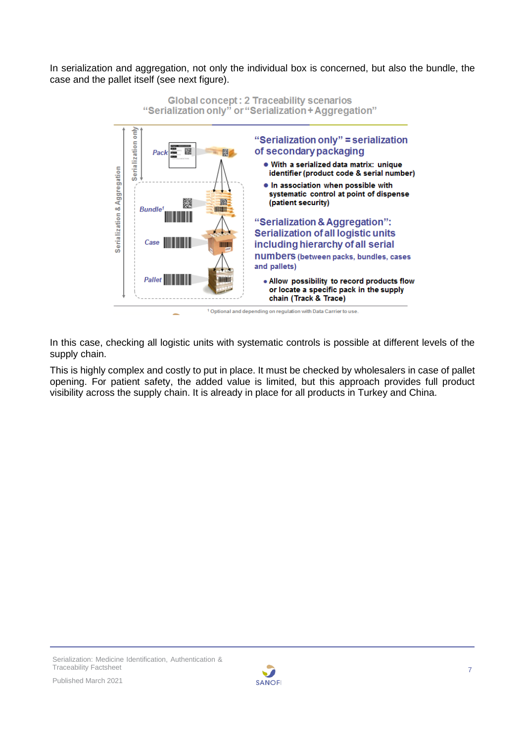In serialization and aggregation, not only the individual box is concerned, but also the bundle, the case and the pallet itself (see next figure).

Global concept : 2 Traceability scenarios
"Serialization only" or "Serialization + Aggregation"

Serialization & Aggregation

Serialization only

Pack

Bundle[1]

Case

Pallet

**"Serialization only" = serialization of secondary packaging**

- With a serialized data matrix: unique identifier (product code & serial number)
- In association when possible with systematic control at point of dispense (patient security)

**"Serialization & Aggregation": Serialization of all logistic units including hierarchy of all serial numbers** (between packs, bundles, cases and pallets)

- Allow possibility to record products flow or locate a specific pack in the supply chain (Track & Trace)

[1] Optional and depending on regulation with Data Carrier to use.

In this case, checking all logistic units with systematic controls is possible at different levels of the supply chain.

This is highly complex and costly to put in place. It must be checked by wholesalers in case of pallet opening. For patient safety, the added value is limited, but this approach provides full product visibility across the supply chain. It is already in place for all products in Turkey and China.